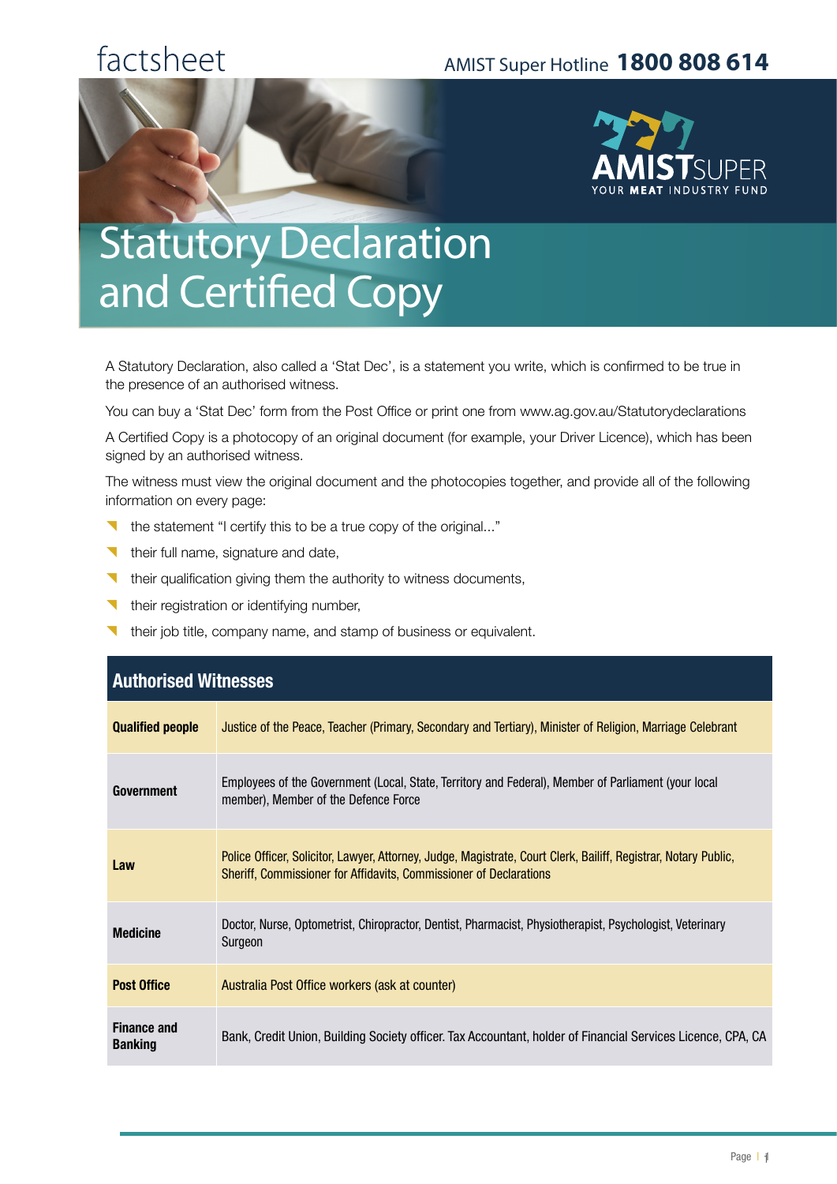factsheet

AMIST Super Hotline **1800 808 614**

AMIST SUPER
YOUR MEAT INDUSTRY FUND

# Statutory Declaration and Certified Copy

A Statutory Declaration, also called a 'Stat Dec', is a statement you write, which is confirmed to be true in the presence of an authorised witness.

You can buy a 'Stat Dec' form from the Post Office or print one from www.ag.gov.au/Statutorydeclarations

A Certified Copy is a photocopy of an original document (for example, your Driver Licence), which has been signed by an authorised witness.

The witness must view the original document and the photocopies together, and provide all of the following information on every page:

- the statement "I certify this to be a true copy of the original..."
- their full name, signature and date,
- their qualification giving them the authority to witness documents,
- their registration or identifying number,
- their job title, company name, and stamp of business or equivalent.

| Authorised Witnesses | |
|---|---|
| **Qualified people** | Justice of the Peace, Teacher (Primary, Secondary and Tertiary), Minister of Religion, Marriage Celebrant |
| **Government** | Employees of the Government (Local, State, Territory and Federal), Member of Parliament (your local member), Member of the Defence Force |
| **Law** | Police Officer, Solicitor, Lawyer, Attorney, Judge, Magistrate, Court Clerk, Bailiff, Registrar, Notary Public, Sheriff, Commissioner for Affidavits, Commissioner of Declarations |
| **Medicine** | Doctor, Nurse, Optometrist, Chiropractor, Dentist, Pharmacist, Physiotherapist, Psychologist, Veterinary Surgeon |
| **Post Office** | Australia Post Office workers (ask at counter) |
| **Finance and Banking** | Bank, Credit Union, Building Society officer. Tax Accountant, holder of Financial Services Licence, CPA, CA |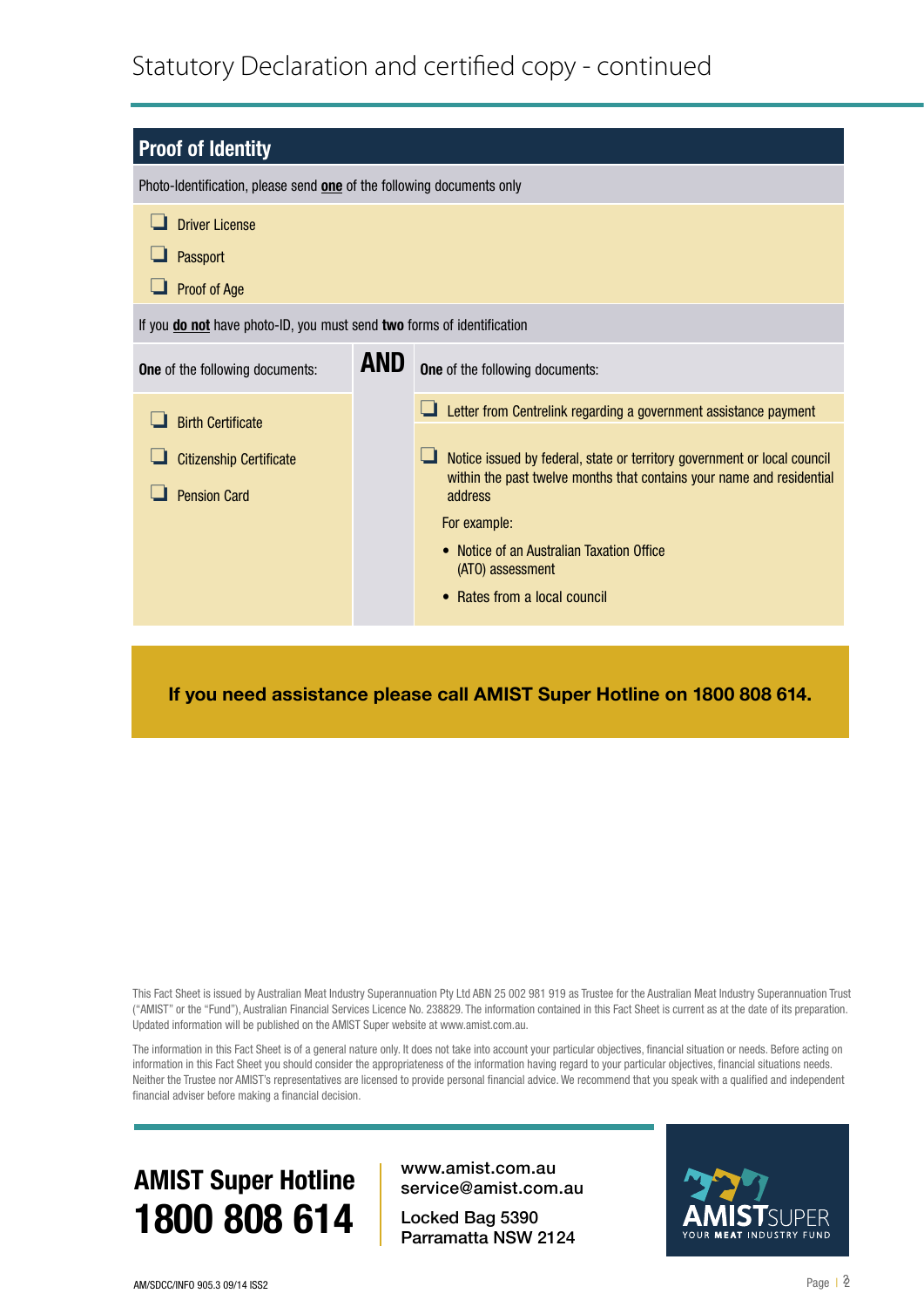# Statutory Declaration and certified copy - continued

## Proof of Identity

Photo-Identification, please send **one** of the following documents only

- ❑ Driver License
- ❑ Passport
- ❑ Proof of Age

If you **do not** have photo-ID, you must send **two** forms of identification

| **One** of the following documents: | **AND** | **One** of the following documents: |
|---|---|---|
| ❑ Birth Certificate<br>❑ Citizenship Certificate<br>❑ Pension Card | | ❑ Letter from Centrelink regarding a government assistance payment<br>❑ Notice issued by federal, state or territory government or local council within the past twelve months that contains your name and residential address<br>For example:<br>• Notice of an Australian Taxation Office (ATO) assessment<br>• Rates from a local council |

**If you need assistance please call AMIST Super Hotline on 1800 808 614.**

This Fact Sheet is issued by Australian Meat Industry Superannuation Pty Ltd ABN 25 002 981 919 as Trustee for the Australian Meat Industry Superannuation Trust ("AMIST" or the "Fund"), Australian Financial Services Licence No. 238829. The information contained in this Fact Sheet is current as at the date of its preparation. Updated information will be published on the AMIST Super website at www.amist.com.au.

The information in this Fact Sheet is of a general nature only. It does not take into account your particular objectives, financial situation or needs. Before acting on information in this Fact Sheet you should consider the appropriateness of the information having regard to your particular objectives, financial situations needs. Neither the Trustee nor AMIST's representatives are licensed to provide personal financial advice. We recommend that you speak with a qualified and independent financial adviser before making a financial decision.

**AMIST Super Hotline**
**1800 808 614**

www.amist.com.au
service@amist.com.au

Locked Bag 5390
Parramatta NSW 2124

AMISTSUPER
YOUR MEAT INDUSTRY FUND

AM/SDCC/INFO 905.3 09/14 ISS2